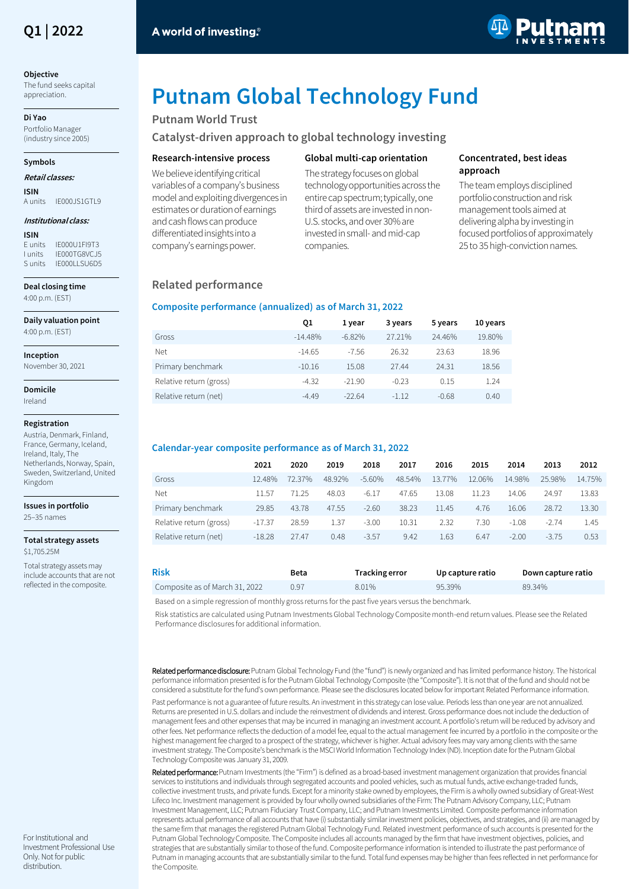Q1 | 2022

A world of investing.®

# Putnam Global Technology Fund

## Putnam World Trust

### Catalyst-driven approach to global technology investing

**Objective**
The fund seeks capital appreciation.

**Di Yao**
Portfolio Manager
(industry since 2005)

**Symbols**

***Retail classes:***

**ISIN**
A units IE000JS1GTL9

***Institutional class:***

**ISIN**
E units IE000U1FI9T3
I units IE000TG8VCJ5
S units IE000LLSU6D5

**Deal closing time**
4:00 p.m. (EST)

**Daily valuation point**
4:00 p.m. (EST)

**Inception**
November 30, 2021

**Domicile**
Ireland

**Registration**
Austria, Denmark, Finland, France, Germany, Iceland, Ireland, Italy, The Netherlands, Norway, Spain, Sweden, Switzerland, United Kingdom

**Issues in portfolio**
25–35 names

**Total strategy assets**
$1,705.25M

Total strategy assets may include accounts that are not reflected in the composite.

#### Research-intensive process

We believe identifying critical variables of a company's business model and exploiting divergences in estimates or duration of earnings and cash flows can produce differentiated insights into a company's earnings power.

#### Global multi-cap orientation

The strategy focuses on global technology opportunities across the entire cap spectrum; typically, one third of assets are invested in non-U.S. stocks, and over 30% are invested in small- and mid-cap companies.

#### Concentrated, best ideas approach

The team employs disciplined portfolio construction and risk management tools aimed at delivering alpha by investing in focused portfolios of approximately 25 to 35 high-conviction names.

## Related performance

### Composite performance (annualized) as of March 31, 2022

| | Q1 | 1 year | 3 years | 5 years | 10 years |
|---|---|---|---|---|---|
| Gross | -14.48% | -6.82% | 27.21% | 24.46% | 19.80% |
| Net | -14.65 | -7.56 | 26.32 | 23.63 | 18.96 |
| Primary benchmark | -10.16 | 15.08 | 27.44 | 24.31 | 18.56 |
| Relative return (gross) | -4.32 | -21.90 | -0.23 | 0.15 | 1.24 |
| Relative return (net) | -4.49 | -22.64 | -1.12 | -0.68 | 0.40 |

### Calendar-year composite performance as of March 31, 2022

| | 2021 | 2020 | 2019 | 2018 | 2017 | 2016 | 2015 | 2014 | 2013 | 2012 |
|---|---|---|---|---|---|---|---|---|---|---|
| Gross | 12.48% | 72.37% | 48.92% | -5.60% | 48.54% | 13.77% | 12.06% | 14.98% | 25.98% | 14.75% |
| Net | 11.57 | 71.25 | 48.03 | -6.17 | 47.65 | 13.08 | 11.23 | 14.06 | 24.97 | 13.83 |
| Primary benchmark | 29.85 | 43.78 | 47.55 | -2.60 | 38.23 | 11.45 | 4.76 | 16.06 | 28.72 | 13.30 |
| Relative return (gross) | -17.37 | 28.59 | 1.37 | -3.00 | 10.31 | 2.32 | 7.30 | -1.08 | -2.74 | 1.45 |
| Relative return (net) | -18.28 | 27.47 | 0.48 | -3.57 | 9.42 | 1.63 | 6.47 | -2.00 | -3.75 | 0.53 |

| Risk | Beta | Tracking error | Up capture ratio | Down capture ratio |
|---|---|---|---|---|
| Composite as of March 31, 2022 | 0.97 | 8.01% | 95.39% | 89.34% |

Based on a simple regression of monthly gross returns for the past five years versus the benchmark.

Risk statistics are calculated using Putnam Investments Global Technology Composite month-end return values. Please see the Related Performance disclosures for additional information.

**Related performance disclosure:** Putnam Global Technology Fund (the "fund") is newly organized and has limited performance history. The historical performance information presented is for the Putnam Global Technology Composite (the "Composite"). It is not that of the fund and should not be considered a substitute for the fund's own performance. Please see the disclosures located below for important Related Performance information.

Past performance is not a guarantee of future results. An investment in this strategy can lose value. Periods less than one year are not annualized. Returns are presented in U.S. dollars and include the reinvestment of dividends and interest. Gross performance does not include the deduction of management fees and other expenses that may be incurred in managing an investment account. A portfolio's return will be reduced by advisory and other fees. Net performance reflects the deduction of a model fee, equal to the actual management fee incurred by a portfolio in the composite or the highest management fee charged to a prospect of the strategy, whichever is higher. Actual advisory fees may vary among clients with the same investment strategy. The Composite's benchmark is the MSCI World Information Technology Index (ND). Inception date for the Putnam Global Technology Composite was January 31, 2009.

**Related performance:** Putnam Investments (the "Firm") is defined as a broad-based investment management organization that provides financial services to institutions and individuals through segregated accounts and pooled vehicles, such as mutual funds, active exchange-traded funds, collective investment trusts, and private funds. Except for a minority stake owned by employees, the Firm is a wholly owned subsidiary of Great-West Lifeco Inc. Investment management is provided by four wholly owned subsidiaries of the Firm: The Putnam Advisory Company, LLC; Putnam Investment Management, LLC; Putnam Fiduciary Trust Company, LLC; and Putnam Investments Limited. Composite performance information represents actual performance of all accounts that have (i) substantially similar investment policies, objectives, and strategies, and (ii) are managed by the same firm that manages the registered Putnam Global Technology Fund. Related investment performance of such accounts is presented for the Putnam Global Technology Composite. The Composite includes all accounts managed by the firm that have investment objectives, policies, and strategies that are substantially similar to those of the fund. Composite performance information is intended to illustrate the past performance of Putnam in managing accounts that are substantially similar to the fund. Total fund expenses may be higher than fees reflected in net performance for the Composite.

For Institutional and Investment Professional Use Only. Not for public distribution.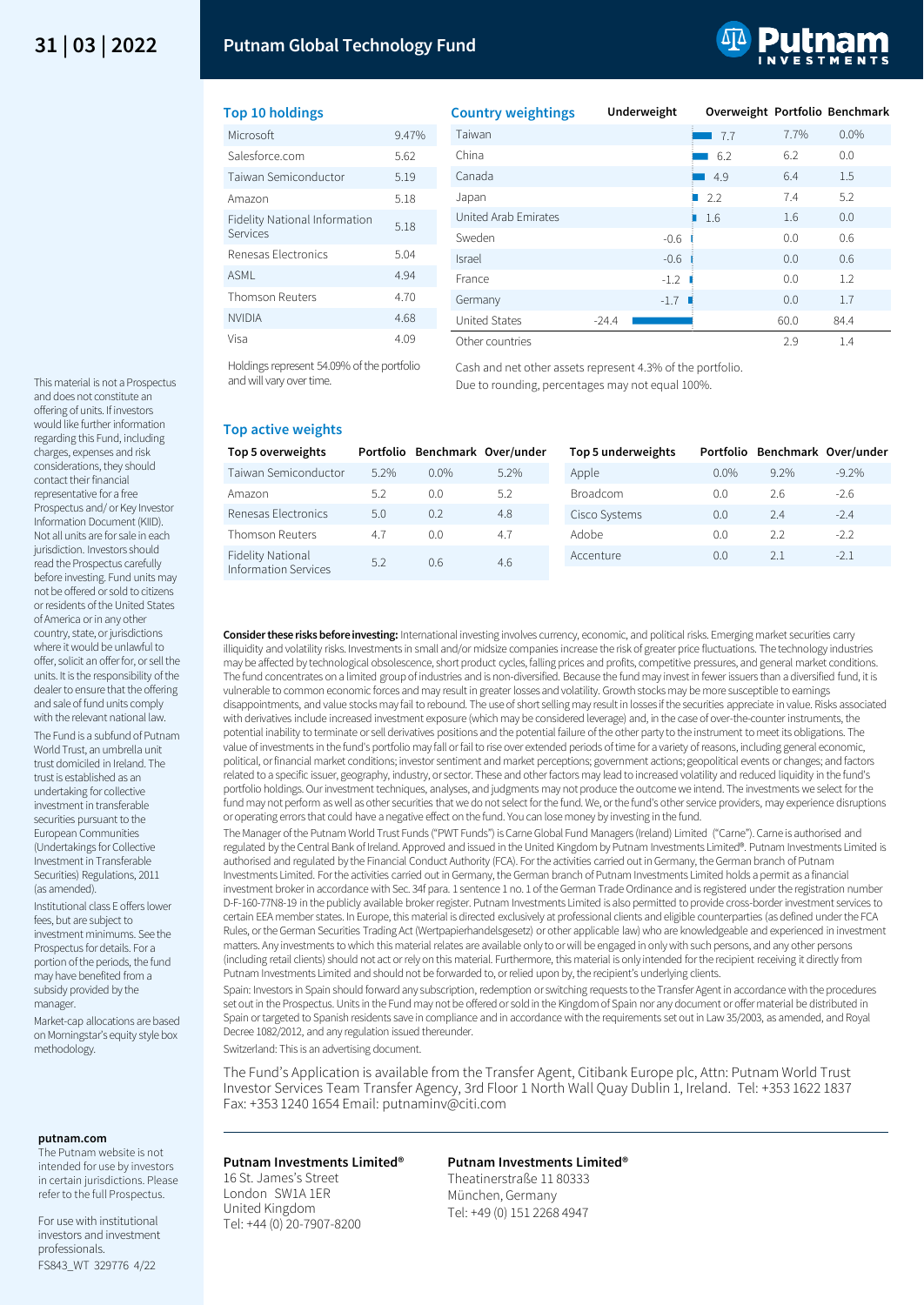# 31 | 03 | 2022

## Putnam Global Technology Fund

### Top 10 holdings

| | |
|---|---|
| Microsoft | 9.47% |
| Salesforce.com | 5.62 |
| Taiwan Semiconductor | 5.19 |
| Amazon | 5.18 |
| Fidelity National Information Services | 5.18 |
| Renesas Electronics | 5.04 |
| ASML | 4.94 |
| Thomson Reuters | 4.70 |
| NVIDIA | 4.68 |
| Visa | 4.09 |

Holdings represent 54.09% of the portfolio and will vary over time.

### Country weightings

| Country weightings | Underweight | Overweight | Portfolio | Benchmark |
|---|---|---|---|---|
| Taiwan | | 7.7 | 7.7% | 0.0% |
| China | | 6.2 | 6.2 | 0.0 |
| Canada | | 4.9 | 6.4 | 1.5 |
| Japan | | 2.2 | 7.4 | 5.2 |
| United Arab Emirates | | 1.6 | 1.6 | 0.0 |
| Sweden | -0.6 | | 0.0 | 0.6 |
| Israel | -0.6 | | 0.0 | 0.6 |
| France | -1.2 | | 0.0 | 1.2 |
| Germany | -1.7 | | 0.0 | 1.7 |
| United States | -24.4 | | 60.0 | 84.4 |
| Other countries | | | 2.9 | 1.4 |

Cash and net other assets represent 4.3% of the portfolio.
Due to rounding, percentages may not equal 100%.

### Top active weights

| Top 5 overweights | Portfolio | Benchmark | Over/under |
|---|---|---|---|
| Taiwan Semiconductor | 5.2% | 0.0% | 5.2% |
| Amazon | 5.2 | 0.0 | 5.2 |
| Renesas Electronics | 5.0 | 0.2 | 4.8 |
| Thomson Reuters | 4.7 | 0.0 | 4.7 |
| Fidelity National Information Services | 5.2 | 0.6 | 4.6 |

| Top 5 underweights | Portfolio | Benchmark | Over/under |
|---|---|---|---|
| Apple | 0.0% | 9.2% | -9.2% |
| Broadcom | 0.0 | 2.6 | -2.6 |
| Cisco Systems | 0.0 | 2.4 | -2.4 |
| Adobe | 0.0 | 2.2 | -2.2 |
| Accenture | 0.0 | 2.1 | -2.1 |

**Consider these risks before investing:** International investing involves currency, economic, and political risks. Emerging market securities carry illiquidity and volatility risks. Investments in small and/or midsize companies increase the risk of greater price fluctuations. The technology industries may be affected by technological obsolescence, short product cycles, falling prices and profits, competitive pressures, and general market conditions. The fund concentrates on a limited group of industries and is non-diversified. Because the fund may invest in fewer issuers than a diversified fund, it is vulnerable to common economic forces and may result in greater losses and volatility. Growth stocks may be more susceptible to earnings disappointments, and value stocks may fail to rebound. The use of short selling may result in losses if the securities appreciate in value. Risks associated with derivatives include increased investment exposure (which may be considered leverage) and, in the case of over-the-counter instruments, the potential inability to terminate or sell derivatives positions and the potential failure of the other party to the instrument to meet its obligations. The value of investments in the fund's portfolio may fall or fail to rise over extended periods of time for a variety of reasons, including general economic, political, or financial market conditions; investor sentiment and market perceptions; government actions; geopolitical events or changes; and factors related to a specific issuer, geography, industry, or sector. These and other factors may lead to increased volatility and reduced liquidity in the fund's portfolio holdings. Our investment techniques, analyses, and judgments may not produce the outcome we intend. The investments we select for the fund may not perform as well as other securities that we do not select for the fund. We, or the fund's other service providers, may experience disruptions or operating errors that could have a negative effect on the fund. You can lose money by investing in the fund.

The Manager of the Putnam World Trust Funds ("PWT Funds") is Carne Global Fund Managers (Ireland) Limited ("Carne"). Carne is authorised and regulated by the Central Bank of Ireland. Approved and issued in the United Kingdom by Putnam Investments Limited®. Putnam Investments Limited is authorised and regulated by the Financial Conduct Authority (FCA). For the activities carried out in Germany, the German branch of Putnam Investments Limited. For the activities carried out in Germany, the German branch of Putnam Investments Limited holds a permit as a financial investment broker in accordance with Sec. 34f para. 1 sentence 1 no. 1 of the German Trade Ordinance and is registered under the registration number D-F-160-77N8-19 in the publicly available broker register. Putnam Investments Limited is also permitted to provide cross-border investment services to certain EEA member states. In Europe, this material is directed exclusively at professional clients and eligible counterparties (as defined under the FCA Rules, or the German Securities Trading Act (Wertpapierhandelsgesetz) or other applicable law) who are knowledgeable and experienced in investment matters. Any investments to which this material relates are available only to or will be engaged in only with such persons, and any other persons (including retail clients) should not act or rely on this material. Furthermore, this material is only intended for the recipient receiving it directly from Putnam Investments Limited and should not be forwarded to, or relied upon by, the recipient's underlying clients.

Spain: Investors in Spain should forward any subscription, redemption or switching requests to the Transfer Agent in accordance with the procedures set out in the Prospectus. Units in the Fund may not be offered or sold in the Kingdom of Spain nor any document or offer material be distributed in Spain or targeted to Spanish residents save in compliance and in accordance with the requirements set out in Law 35/2003, as amended, and Royal Decree 1082/2012, and any regulation issued thereunder.

Switzerland: This is an advertising document.

The Fund's Application is available from the Transfer Agent, Citibank Europe plc, Attn: Putnam World Trust Investor Services Team Transfer Agency, 3rd Floor 1 North Wall Quay Dublin 1, Ireland. Tel: +353 1622 1837 Fax: +353 1240 1654 Email: putnaminv@citi.com

**Putnam Investments Limited®**
16 St. James's Street
London SW1A 1ER
United Kingdom
Tel: +44 (0) 20-7907-8200

**Putnam Investments Limited®**
Theatinerstraße 11 80333
München, Germany
Tel: +49 (0) 151 2268 4947

This material is not a Prospectus and does not constitute an offering of units. If investors would like further information regarding this Fund, including charges, expenses and risk considerations, they should contact their financial representative for a free Prospectus and/or Key Investor Information Document (KIID). Not all units are for sale in each jurisdiction. Investors should read the Prospectus carefully before investing. Fund units may not be offered or sold to citizens or residents of the United States of America or in any other country, state, or jurisdictions where it would be unlawful to offer, solicit an offer for, or sell the units. It is the responsibility of the dealer to ensure that the offering and sale of fund units comply with the relevant national law.

The Fund is a subfund of Putnam World Trust, an umbrella unit trust domiciled in Ireland. The trust is established as an undertaking for collective investment in transferable securities pursuant to the European Communities (Undertakings for Collective Investment in Transferable Securities) Regulations, 2011 (as amended).

Institutional class E offers lower fees, but are subject to investment minimums. See the Prospectus for details. For a portion of the periods, the fund may have benefited from a subsidy provided by the manager.

Market-cap allocations are based on Morningstar's equity style box methodology.

**putnam.com**

The Putnam website is not intended for use by investors in certain jurisdictions. Please refer to the full Prospectus.

For use with institutional investors and investment professionals.

FS843_WT 329776 4/22